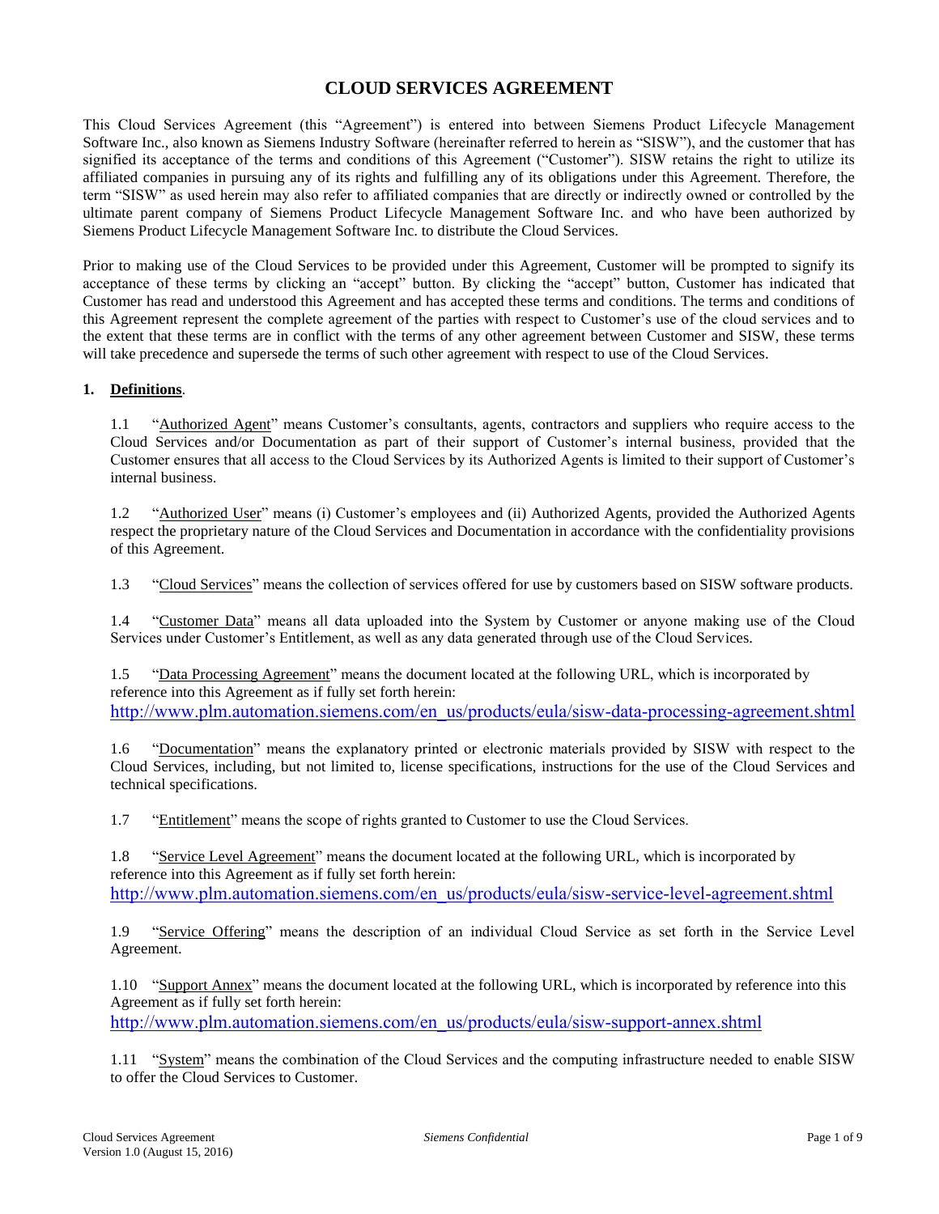# CLOUD SERVICES AGREEMENT

This Cloud Services Agreement (this "Agreement") is entered into between Siemens Product Lifecycle Management Software Inc., also known as Siemens Industry Software (hereinafter referred to herein as "SISW"), and the customer that has signified its acceptance of the terms and conditions of this Agreement ("Customer"). SISW retains the right to utilize its affiliated companies in pursuing any of its rights and fulfilling any of its obligations under this Agreement. Therefore, the term "SISW" as used herein may also refer to affiliated companies that are directly or indirectly owned or controlled by the ultimate parent company of Siemens Product Lifecycle Management Software Inc. and who have been authorized by Siemens Product Lifecycle Management Software Inc. to distribute the Cloud Services.

Prior to making use of the Cloud Services to be provided under this Agreement, Customer will be prompted to signify its acceptance of these terms by clicking an "accept" button. By clicking the "accept" button, Customer has indicated that Customer has read and understood this Agreement and has accepted these terms and conditions. The terms and conditions of this Agreement represent the complete agreement of the parties with respect to Customer's use of the cloud services and to the extent that these terms are in conflict with the terms of any other agreement between Customer and SISW, these terms will take precedence and supersede the terms of such other agreement with respect to use of the Cloud Services.

**1. Definitions.**

1.1 "Authorized Agent" means Customer's consultants, agents, contractors and suppliers who require access to the Cloud Services and/or Documentation as part of their support of Customer's internal business, provided that the Customer ensures that all access to the Cloud Services by its Authorized Agents is limited to their support of Customer's internal business.

1.2 "Authorized User" means (i) Customer's employees and (ii) Authorized Agents, provided the Authorized Agents respect the proprietary nature of the Cloud Services and Documentation in accordance with the confidentiality provisions of this Agreement.

1.3 "Cloud Services" means the collection of services offered for use by customers based on SISW software products.

1.4 "Customer Data" means all data uploaded into the System by Customer or anyone making use of the Cloud Services under Customer's Entitlement, as well as any data generated through use of the Cloud Services.

1.5 "Data Processing Agreement" means the document located at the following URL, which is incorporated by reference into this Agreement as if fully set forth herein: http://www.plm.automation.siemens.com/en_us/products/eula/sisw-data-processing-agreement.shtml

1.6 "Documentation" means the explanatory printed or electronic materials provided by SISW with respect to the Cloud Services, including, but not limited to, license specifications, instructions for the use of the Cloud Services and technical specifications.

1.7 "Entitlement" means the scope of rights granted to Customer to use the Cloud Services.

1.8 "Service Level Agreement" means the document located at the following URL, which is incorporated by reference into this Agreement as if fully set forth herein: http://www.plm.automation.siemens.com/en_us/products/eula/sisw-service-level-agreement.shtml

1.9 "Service Offering" means the description of an individual Cloud Service as set forth in the Service Level Agreement.

1.10 "Support Annex" means the document located at the following URL, which is incorporated by reference into this Agreement as if fully set forth herein: http://www.plm.automation.siemens.com/en_us/products/eula/sisw-support-annex.shtml

1.11 "System" means the combination of the Cloud Services and the computing infrastructure needed to enable SISW to offer the Cloud Services to Customer.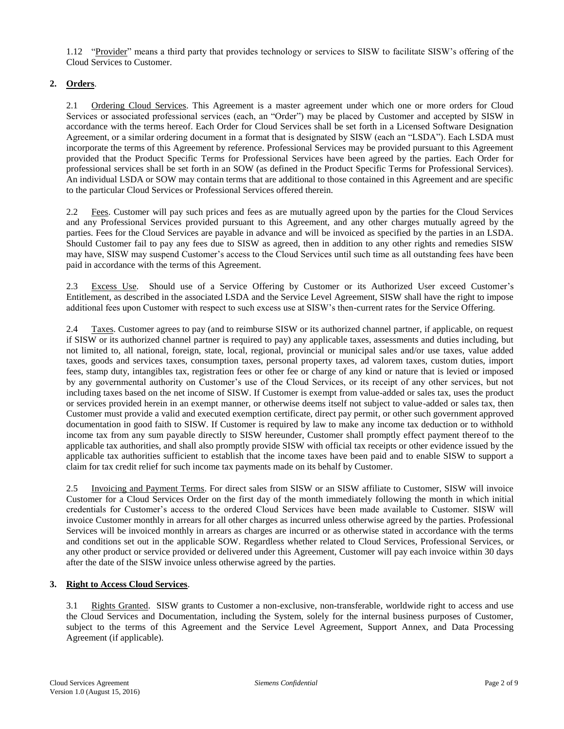1.12 "Provider" means a third party that provides technology or services to SISW to facilitate SISW's offering of the Cloud Services to Customer.

## 2. Orders.

2.1 Ordering Cloud Services. This Agreement is a master agreement under which one or more orders for Cloud Services or associated professional services (each, an "Order") may be placed by Customer and accepted by SISW in accordance with the terms hereof. Each Order for Cloud Services shall be set forth in a Licensed Software Designation Agreement, or a similar ordering document in a format that is designated by SISW (each an "LSDA"). Each LSDA must incorporate the terms of this Agreement by reference. Professional Services may be provided pursuant to this Agreement provided that the Product Specific Terms for Professional Services have been agreed by the parties. Each Order for professional services shall be set forth in an SOW (as defined in the Product Specific Terms for Professional Services). An individual LSDA or SOW may contain terms that are additional to those contained in this Agreement and are specific to the particular Cloud Services or Professional Services offered therein.

2.2 Fees. Customer will pay such prices and fees as are mutually agreed upon by the parties for the Cloud Services and any Professional Services provided pursuant to this Agreement, and any other charges mutually agreed by the parties. Fees for the Cloud Services are payable in advance and will be invoiced as specified by the parties in an LSDA. Should Customer fail to pay any fees due to SISW as agreed, then in addition to any other rights and remedies SISW may have, SISW may suspend Customer's access to the Cloud Services until such time as all outstanding fees have been paid in accordance with the terms of this Agreement.

2.3 Excess Use. Should use of a Service Offering by Customer or its Authorized User exceed Customer's Entitlement, as described in the associated LSDA and the Service Level Agreement, SISW shall have the right to impose additional fees upon Customer with respect to such excess use at SISW's then-current rates for the Service Offering.

2.4 Taxes. Customer agrees to pay (and to reimburse SISW or its authorized channel partner, if applicable, on request if SISW or its authorized channel partner is required to pay) any applicable taxes, assessments and duties including, but not limited to, all national, foreign, state, local, regional, provincial or municipal sales and/or use taxes, value added taxes, goods and services taxes, consumption taxes, personal property taxes, ad valorem taxes, custom duties, import fees, stamp duty, intangibles tax, registration fees or other fee or charge of any kind or nature that is levied or imposed by any governmental authority on Customer's use of the Cloud Services, or its receipt of any other services, but not including taxes based on the net income of SISW. If Customer is exempt from value-added or sales tax, uses the product or services provided herein in an exempt manner, or otherwise deems itself not subject to value-added or sales tax, then Customer must provide a valid and executed exemption certificate, direct pay permit, or other such government approved documentation in good faith to SISW. If Customer is required by law to make any income tax deduction or to withhold income tax from any sum payable directly to SISW hereunder, Customer shall promptly effect payment thereof to the applicable tax authorities, and shall also promptly provide SISW with official tax receipts or other evidence issued by the applicable tax authorities sufficient to establish that the income taxes have been paid and to enable SISW to support a claim for tax credit relief for such income tax payments made on its behalf by Customer.

2.5 Invoicing and Payment Terms. For direct sales from SISW or an SISW affiliate to Customer, SISW will invoice Customer for a Cloud Services Order on the first day of the month immediately following the month in which initial credentials for Customer's access to the ordered Cloud Services have been made available to Customer. SISW will invoice Customer monthly in arrears for all other charges as incurred unless otherwise agreed by the parties. Professional Services will be invoiced monthly in arrears as charges are incurred or as otherwise stated in accordance with the terms and conditions set out in the applicable SOW. Regardless whether related to Cloud Services, Professional Services, or any other product or service provided or delivered under this Agreement, Customer will pay each invoice within 30 days after the date of the SISW invoice unless otherwise agreed by the parties.

## 3. Right to Access Cloud Services.

3.1 Rights Granted. SISW grants to Customer a non-exclusive, non-transferable, worldwide right to access and use the Cloud Services and Documentation, including the System, solely for the internal business purposes of Customer, subject to the terms of this Agreement and the Service Level Agreement, Support Annex, and Data Processing Agreement (if applicable).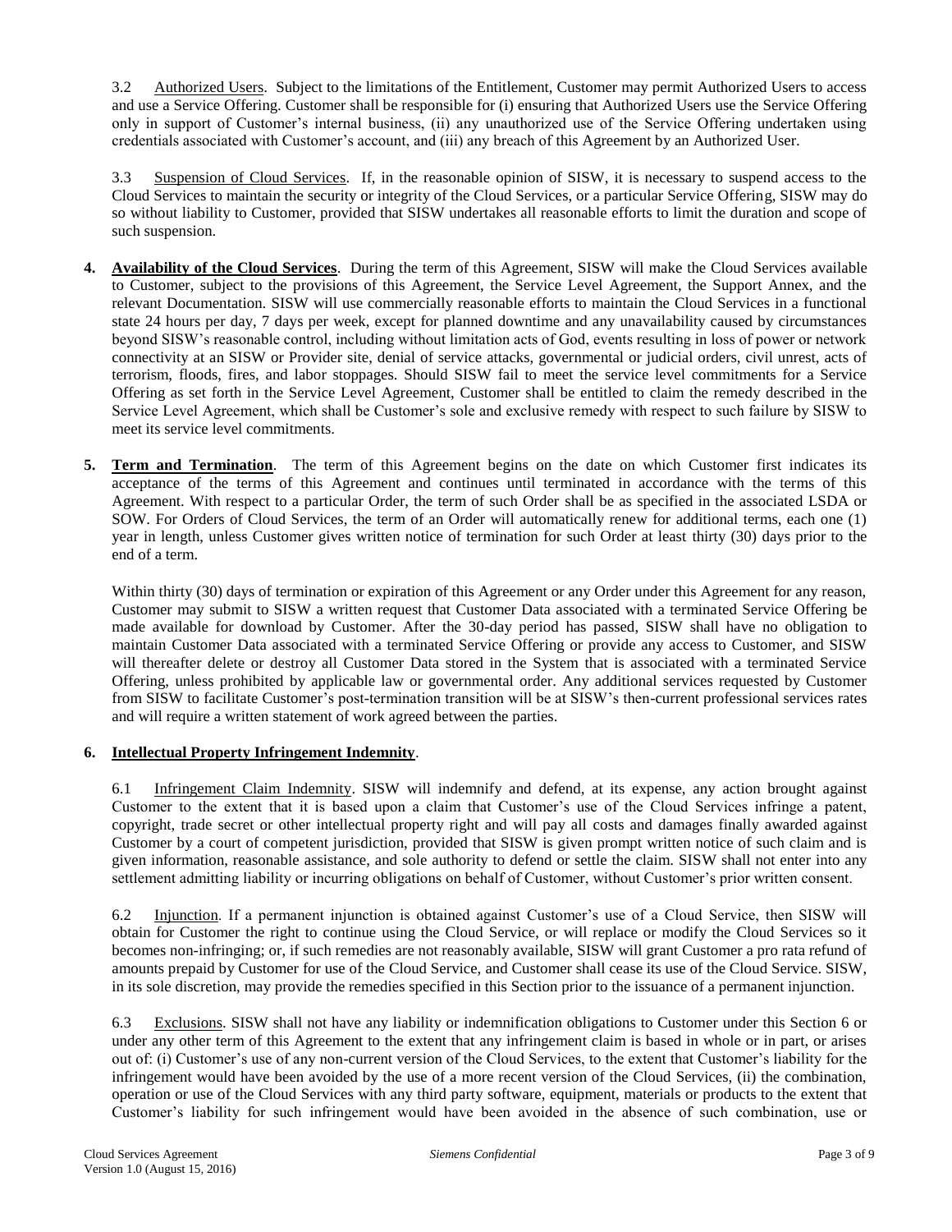3.2 Authorized Users. Subject to the limitations of the Entitlement, Customer may permit Authorized Users to access and use a Service Offering. Customer shall be responsible for (i) ensuring that Authorized Users use the Service Offering only in support of Customer's internal business, (ii) any unauthorized use of the Service Offering undertaken using credentials associated with Customer's account, and (iii) any breach of this Agreement by an Authorized User.

3.3 Suspension of Cloud Services. If, in the reasonable opinion of SISW, it is necessary to suspend access to the Cloud Services to maintain the security or integrity of the Cloud Services, or a particular Service Offering, SISW may do so without liability to Customer, provided that SISW undertakes all reasonable efforts to limit the duration and scope of such suspension.

**4. Availability of the Cloud Services**. During the term of this Agreement, SISW will make the Cloud Services available to Customer, subject to the provisions of this Agreement, the Service Level Agreement, the Support Annex, and the relevant Documentation. SISW will use commercially reasonable efforts to maintain the Cloud Services in a functional state 24 hours per day, 7 days per week, except for planned downtime and any unavailability caused by circumstances beyond SISW's reasonable control, including without limitation acts of God, events resulting in loss of power or network connectivity at an SISW or Provider site, denial of service attacks, governmental or judicial orders, civil unrest, acts of terrorism, floods, fires, and labor stoppages. Should SISW fail to meet the service level commitments for a Service Offering as set forth in the Service Level Agreement, Customer shall be entitled to claim the remedy described in the Service Level Agreement, which shall be Customer's sole and exclusive remedy with respect to such failure by SISW to meet its service level commitments.

**5. Term and Termination**. The term of this Agreement begins on the date on which Customer first indicates its acceptance of the terms of this Agreement and continues until terminated in accordance with the terms of this Agreement. With respect to a particular Order, the term of such Order shall be as specified in the associated LSDA or SOW. For Orders of Cloud Services, the term of an Order will automatically renew for additional terms, each one (1) year in length, unless Customer gives written notice of termination for such Order at least thirty (30) days prior to the end of a term.

Within thirty (30) days of termination or expiration of this Agreement or any Order under this Agreement for any reason, Customer may submit to SISW a written request that Customer Data associated with a terminated Service Offering be made available for download by Customer. After the 30-day period has passed, SISW shall have no obligation to maintain Customer Data associated with a terminated Service Offering or provide any access to Customer, and SISW will thereafter delete or destroy all Customer Data stored in the System that is associated with a terminated Service Offering, unless prohibited by applicable law or governmental order. Any additional services requested by Customer from SISW to facilitate Customer's post-termination transition will be at SISW's then-current professional services rates and will require a written statement of work agreed between the parties.

**6. Intellectual Property Infringement Indemnity**.

6.1 Infringement Claim Indemnity. SISW will indemnify and defend, at its expense, any action brought against Customer to the extent that it is based upon a claim that Customer's use of the Cloud Services infringe a patent, copyright, trade secret or other intellectual property right and will pay all costs and damages finally awarded against Customer by a court of competent jurisdiction, provided that SISW is given prompt written notice of such claim and is given information, reasonable assistance, and sole authority to defend or settle the claim. SISW shall not enter into any settlement admitting liability or incurring obligations on behalf of Customer, without Customer's prior written consent.

6.2 Injunction. If a permanent injunction is obtained against Customer's use of a Cloud Service, then SISW will obtain for Customer the right to continue using the Cloud Service, or will replace or modify the Cloud Services so it becomes non-infringing; or, if such remedies are not reasonably available, SISW will grant Customer a pro rata refund of amounts prepaid by Customer for use of the Cloud Service, and Customer shall cease its use of the Cloud Service. SISW, in its sole discretion, may provide the remedies specified in this Section prior to the issuance of a permanent injunction.

6.3 Exclusions. SISW shall not have any liability or indemnification obligations to Customer under this Section 6 or under any other term of this Agreement to the extent that any infringement claim is based in whole or in part, or arises out of: (i) Customer's use of any non-current version of the Cloud Services, to the extent that Customer's liability for the infringement would have been avoided by the use of a more recent version of the Cloud Services, (ii) the combination, operation or use of the Cloud Services with any third party software, equipment, materials or products to the extent that Customer's liability for such infringement would have been avoided in the absence of such combination, use or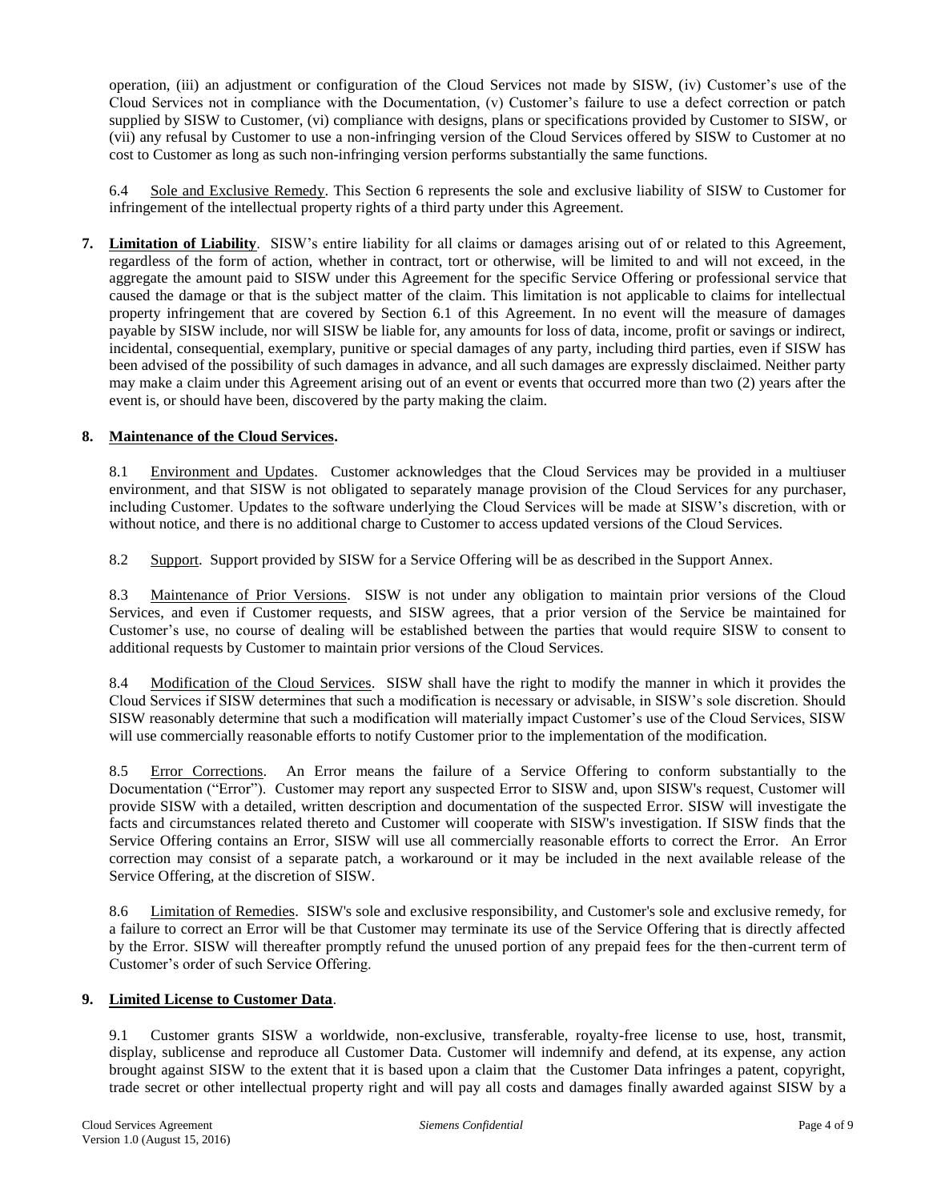operation, (iii) an adjustment or configuration of the Cloud Services not made by SISW, (iv) Customer's use of the Cloud Services not in compliance with the Documentation, (v) Customer's failure to use a defect correction or patch supplied by SISW to Customer, (vi) compliance with designs, plans or specifications provided by Customer to SISW, or (vii) any refusal by Customer to use a non-infringing version of the Cloud Services offered by SISW to Customer at no cost to Customer as long as such non-infringing version performs substantially the same functions.

6.4 Sole and Exclusive Remedy. This Section 6 represents the sole and exclusive liability of SISW to Customer for infringement of the intellectual property rights of a third party under this Agreement.

**7. Limitation of Liability**. SISW's entire liability for all claims or damages arising out of or related to this Agreement, regardless of the form of action, whether in contract, tort or otherwise, will be limited to and will not exceed, in the aggregate the amount paid to SISW under this Agreement for the specific Service Offering or professional service that caused the damage or that is the subject matter of the claim. This limitation is not applicable to claims for intellectual property infringement that are covered by Section 6.1 of this Agreement. In no event will the measure of damages payable by SISW include, nor will SISW be liable for, any amounts for loss of data, income, profit or savings or indirect, incidental, consequential, exemplary, punitive or special damages of any party, including third parties, even if SISW has been advised of the possibility of such damages in advance, and all such damages are expressly disclaimed. Neither party may make a claim under this Agreement arising out of an event or events that occurred more than two (2) years after the event is, or should have been, discovered by the party making the claim.

**8. Maintenance of the Cloud Services.**

8.1 Environment and Updates. Customer acknowledges that the Cloud Services may be provided in a multiuser environment, and that SISW is not obligated to separately manage provision of the Cloud Services for any purchaser, including Customer. Updates to the software underlying the Cloud Services will be made at SISW's discretion, with or without notice, and there is no additional charge to Customer to access updated versions of the Cloud Services.

8.2 Support. Support provided by SISW for a Service Offering will be as described in the Support Annex.

8.3 Maintenance of Prior Versions. SISW is not under any obligation to maintain prior versions of the Cloud Services, and even if Customer requests, and SISW agrees, that a prior version of the Service be maintained for Customer's use, no course of dealing will be established between the parties that would require SISW to consent to additional requests by Customer to maintain prior versions of the Cloud Services.

8.4 Modification of the Cloud Services. SISW shall have the right to modify the manner in which it provides the Cloud Services if SISW determines that such a modification is necessary or advisable, in SISW's sole discretion. Should SISW reasonably determine that such a modification will materially impact Customer's use of the Cloud Services, SISW will use commercially reasonable efforts to notify Customer prior to the implementation of the modification.

8.5 Error Corrections. An Error means the failure of a Service Offering to conform substantially to the Documentation ("Error"). Customer may report any suspected Error to SISW and, upon SISW's request, Customer will provide SISW with a detailed, written description and documentation of the suspected Error. SISW will investigate the facts and circumstances related thereto and Customer will cooperate with SISW's investigation. If SISW finds that the Service Offering contains an Error, SISW will use all commercially reasonable efforts to correct the Error. An Error correction may consist of a separate patch, a workaround or it may be included in the next available release of the Service Offering, at the discretion of SISW.

8.6 Limitation of Remedies. SISW's sole and exclusive responsibility, and Customer's sole and exclusive remedy, for a failure to correct an Error will be that Customer may terminate its use of the Service Offering that is directly affected by the Error. SISW will thereafter promptly refund the unused portion of any prepaid fees for the then-current term of Customer's order of such Service Offering.

**9. Limited License to Customer Data**.

9.1 Customer grants SISW a worldwide, non-exclusive, transferable, royalty-free license to use, host, transmit, display, sublicense and reproduce all Customer Data. Customer will indemnify and defend, at its expense, any action brought against SISW to the extent that it is based upon a claim that the Customer Data infringes a patent, copyright, trade secret or other intellectual property right and will pay all costs and damages finally awarded against SISW by a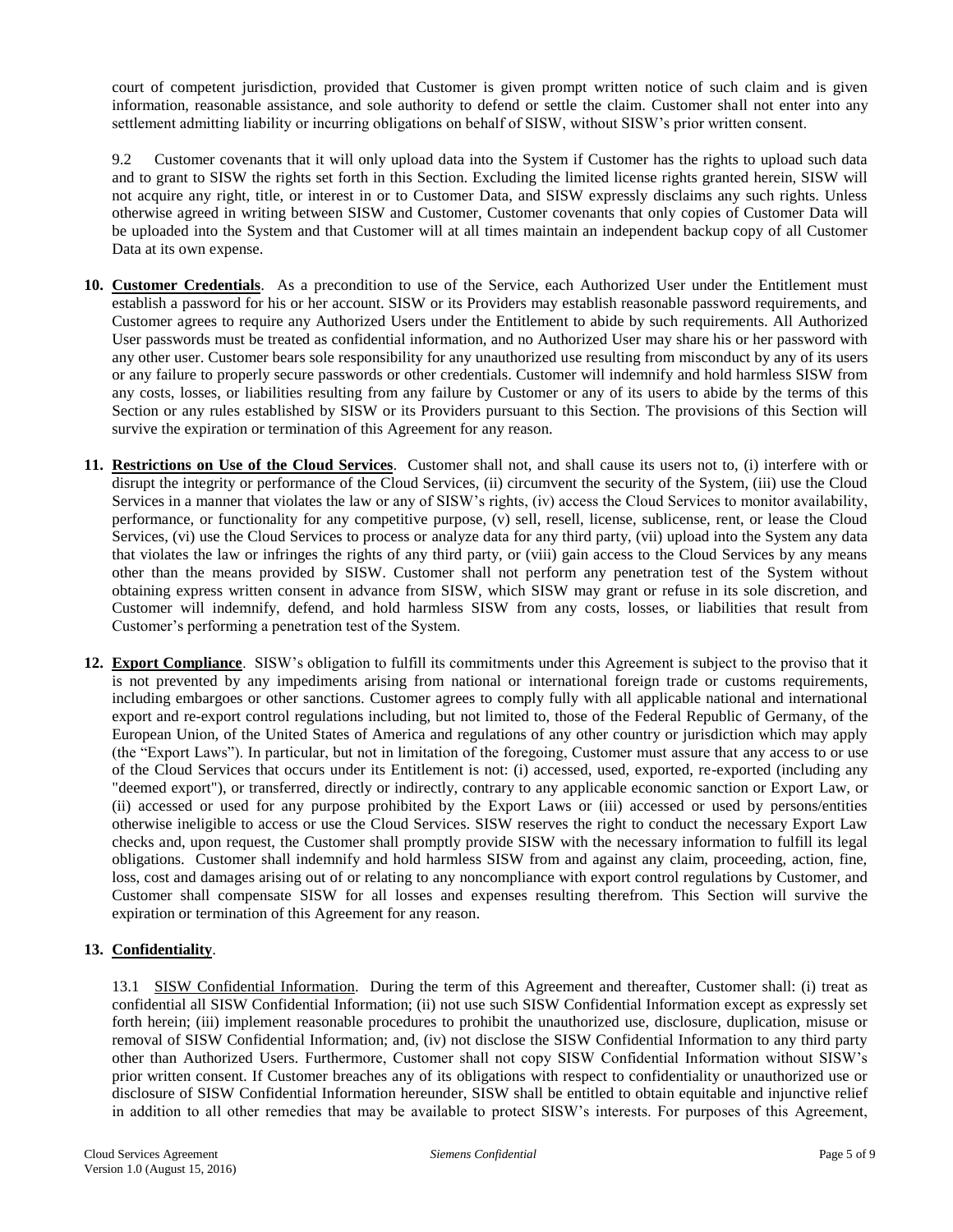court of competent jurisdiction, provided that Customer is given prompt written notice of such claim and is given information, reasonable assistance, and sole authority to defend or settle the claim. Customer shall not enter into any settlement admitting liability or incurring obligations on behalf of SISW, without SISW's prior written consent.

9.2 Customer covenants that it will only upload data into the System if Customer has the rights to upload such data and to grant to SISW the rights set forth in this Section. Excluding the limited license rights granted herein, SISW will not acquire any right, title, or interest in or to Customer Data, and SISW expressly disclaims any such rights. Unless otherwise agreed in writing between SISW and Customer, Customer covenants that only copies of Customer Data will be uploaded into the System and that Customer will at all times maintain an independent backup copy of all Customer Data at its own expense.

**10. Customer Credentials**. As a precondition to use of the Service, each Authorized User under the Entitlement must establish a password for his or her account. SISW or its Providers may establish reasonable password requirements, and Customer agrees to require any Authorized Users under the Entitlement to abide by such requirements. All Authorized User passwords must be treated as confidential information, and no Authorized User may share his or her password with any other user. Customer bears sole responsibility for any unauthorized use resulting from misconduct by any of its users or any failure to properly secure passwords or other credentials. Customer will indemnify and hold harmless SISW from any costs, losses, or liabilities resulting from any failure by Customer or any of its users to abide by the terms of this Section or any rules established by SISW or its Providers pursuant to this Section. The provisions of this Section will survive the expiration or termination of this Agreement for any reason.

**11. Restrictions on Use of the Cloud Services**. Customer shall not, and shall cause its users not to, (i) interfere with or disrupt the integrity or performance of the Cloud Services, (ii) circumvent the security of the System, (iii) use the Cloud Services in a manner that violates the law or any of SISW's rights, (iv) access the Cloud Services to monitor availability, performance, or functionality for any competitive purpose, (v) sell, resell, license, sublicense, rent, or lease the Cloud Services, (vi) use the Cloud Services to process or analyze data for any third party, (vii) upload into the System any data that violates the law or infringes the rights of any third party, or (viii) gain access to the Cloud Services by any means other than the means provided by SISW. Customer shall not perform any penetration test of the System without obtaining express written consent in advance from SISW, which SISW may grant or refuse in its sole discretion, and Customer will indemnify, defend, and hold harmless SISW from any costs, losses, or liabilities that result from Customer's performing a penetration test of the System.

**12. Export Compliance**. SISW's obligation to fulfill its commitments under this Agreement is subject to the proviso that it is not prevented by any impediments arising from national or international foreign trade or customs requirements, including embargoes or other sanctions. Customer agrees to comply fully with all applicable national and international export and re-export control regulations including, but not limited to, those of the Federal Republic of Germany, of the European Union, of the United States of America and regulations of any other country or jurisdiction which may apply (the "Export Laws"). In particular, but not in limitation of the foregoing, Customer must assure that any access to or use of the Cloud Services that occurs under its Entitlement is not: (i) accessed, used, exported, re-exported (including any "deemed export"), or transferred, directly or indirectly, contrary to any applicable economic sanction or Export Law, or (ii) accessed or used for any purpose prohibited by the Export Laws or (iii) accessed or used by persons/entities otherwise ineligible to access or use the Cloud Services. SISW reserves the right to conduct the necessary Export Law checks and, upon request, the Customer shall promptly provide SISW with the necessary information to fulfill its legal obligations. Customer shall indemnify and hold harmless SISW from and against any claim, proceeding, action, fine, loss, cost and damages arising out of or relating to any noncompliance with export control regulations by Customer, and Customer shall compensate SISW for all losses and expenses resulting therefrom. This Section will survive the expiration or termination of this Agreement for any reason.

**13. Confidentiality**.

13.1 SISW Confidential Information. During the term of this Agreement and thereafter, Customer shall: (i) treat as confidential all SISW Confidential Information; (ii) not use such SISW Confidential Information except as expressly set forth herein; (iii) implement reasonable procedures to prohibit the unauthorized use, disclosure, duplication, misuse or removal of SISW Confidential Information; and, (iv) not disclose the SISW Confidential Information to any third party other than Authorized Users. Furthermore, Customer shall not copy SISW Confidential Information without SISW's prior written consent. If Customer breaches any of its obligations with respect to confidentiality or unauthorized use or disclosure of SISW Confidential Information hereunder, SISW shall be entitled to obtain equitable and injunctive relief in addition to all other remedies that may be available to protect SISW's interests. For purposes of this Agreement,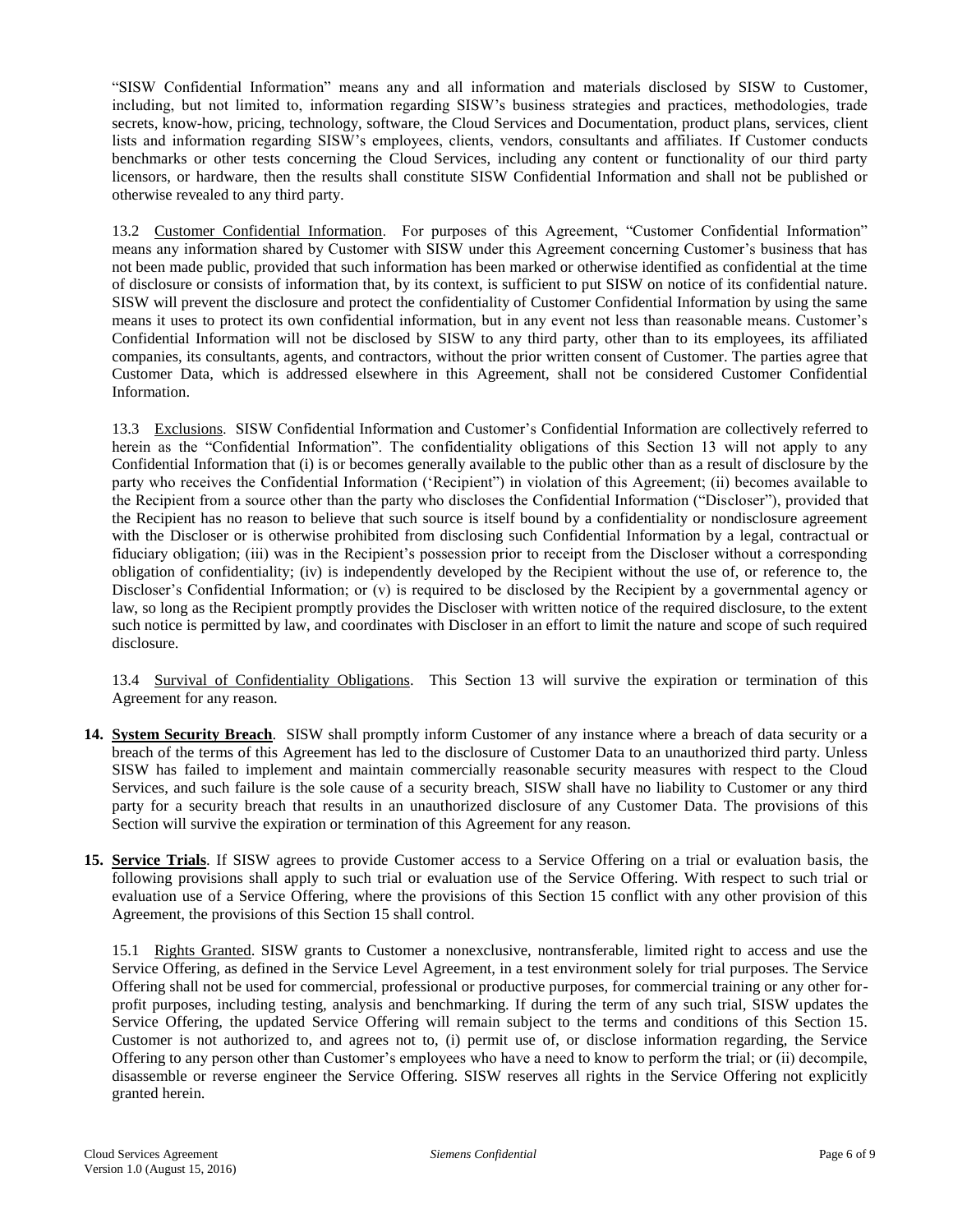"SISW Confidential Information" means any and all information and materials disclosed by SISW to Customer, including, but not limited to, information regarding SISW's business strategies and practices, methodologies, trade secrets, know-how, pricing, technology, software, the Cloud Services and Documentation, product plans, services, client lists and information regarding SISW's employees, clients, vendors, consultants and affiliates. If Customer conducts benchmarks or other tests concerning the Cloud Services, including any content or functionality of our third party licensors, or hardware, then the results shall constitute SISW Confidential Information and shall not be published or otherwise revealed to any third party.

13.2 Customer Confidential Information. For purposes of this Agreement, "Customer Confidential Information" means any information shared by Customer with SISW under this Agreement concerning Customer's business that has not been made public, provided that such information has been marked or otherwise identified as confidential at the time of disclosure or consists of information that, by its context, is sufficient to put SISW on notice of its confidential nature. SISW will prevent the disclosure and protect the confidentiality of Customer Confidential Information by using the same means it uses to protect its own confidential information, but in any event not less than reasonable means. Customer's Confidential Information will not be disclosed by SISW to any third party, other than to its employees, its affiliated companies, its consultants, agents, and contractors, without the prior written consent of Customer. The parties agree that Customer Data, which is addressed elsewhere in this Agreement, shall not be considered Customer Confidential Information.

13.3 Exclusions. SISW Confidential Information and Customer's Confidential Information are collectively referred to herein as the "Confidential Information". The confidentiality obligations of this Section 13 will not apply to any Confidential Information that (i) is or becomes generally available to the public other than as a result of disclosure by the party who receives the Confidential Information ('Recipient") in violation of this Agreement; (ii) becomes available to the Recipient from a source other than the party who discloses the Confidential Information ("Discloser"), provided that the Recipient has no reason to believe that such source is itself bound by a confidentiality or nondisclosure agreement with the Discloser or is otherwise prohibited from disclosing such Confidential Information by a legal, contractual or fiduciary obligation; (iii) was in the Recipient's possession prior to receipt from the Discloser without a corresponding obligation of confidentiality; (iv) is independently developed by the Recipient without the use of, or reference to, the Discloser's Confidential Information; or (v) is required to be disclosed by the Recipient by a governmental agency or law, so long as the Recipient promptly provides the Discloser with written notice of the required disclosure, to the extent such notice is permitted by law, and coordinates with Discloser in an effort to limit the nature and scope of such required disclosure.

13.4 Survival of Confidentiality Obligations. This Section 13 will survive the expiration or termination of this Agreement for any reason.

**14. System Security Breach**. SISW shall promptly inform Customer of any instance where a breach of data security or a breach of the terms of this Agreement has led to the disclosure of Customer Data to an unauthorized third party. Unless SISW has failed to implement and maintain commercially reasonable security measures with respect to the Cloud Services, and such failure is the sole cause of a security breach, SISW shall have no liability to Customer or any third party for a security breach that results in an unauthorized disclosure of any Customer Data. The provisions of this Section will survive the expiration or termination of this Agreement for any reason.

**15. Service Trials**. If SISW agrees to provide Customer access to a Service Offering on a trial or evaluation basis, the following provisions shall apply to such trial or evaluation use of the Service Offering. With respect to such trial or evaluation use of a Service Offering, where the provisions of this Section 15 conflict with any other provision of this Agreement, the provisions of this Section 15 shall control.

15.1 Rights Granted. SISW grants to Customer a nonexclusive, nontransferable, limited right to access and use the Service Offering, as defined in the Service Level Agreement, in a test environment solely for trial purposes. The Service Offering shall not be used for commercial, professional or productive purposes, for commercial training or any other for-profit purposes, including testing, analysis and benchmarking. If during the term of any such trial, SISW updates the Service Offering, the updated Service Offering will remain subject to the terms and conditions of this Section 15. Customer is not authorized to, and agrees not to, (i) permit use of, or disclose information regarding, the Service Offering to any person other than Customer's employees who have a need to know to perform the trial; or (ii) decompile, disassemble or reverse engineer the Service Offering. SISW reserves all rights in the Service Offering not explicitly granted herein.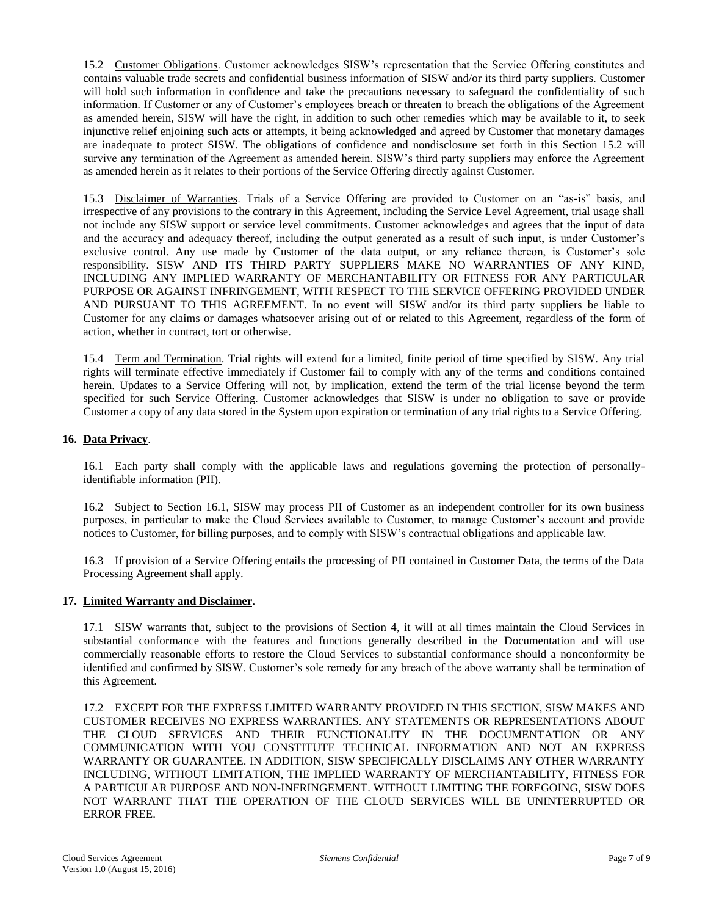15.2 Customer Obligations. Customer acknowledges SISW's representation that the Service Offering constitutes and contains valuable trade secrets and confidential business information of SISW and/or its third party suppliers. Customer will hold such information in confidence and take the precautions necessary to safeguard the confidentiality of such information. If Customer or any of Customer's employees breach or threaten to breach the obligations of the Agreement as amended herein, SISW will have the right, in addition to such other remedies which may be available to it, to seek injunctive relief enjoining such acts or attempts, it being acknowledged and agreed by Customer that monetary damages are inadequate to protect SISW. The obligations of confidence and nondisclosure set forth in this Section 15.2 will survive any termination of the Agreement as amended herein. SISW's third party suppliers may enforce the Agreement as amended herein as it relates to their portions of the Service Offering directly against Customer.

15.3 Disclaimer of Warranties. Trials of a Service Offering are provided to Customer on an "as-is" basis, and irrespective of any provisions to the contrary in this Agreement, including the Service Level Agreement, trial usage shall not include any SISW support or service level commitments. Customer acknowledges and agrees that the input of data and the accuracy and adequacy thereof, including the output generated as a result of such input, is under Customer's exclusive control. Any use made by Customer of the data output, or any reliance thereon, is Customer's sole responsibility. SISW AND ITS THIRD PARTY SUPPLIERS MAKE NO WARRANTIES OF ANY KIND, INCLUDING ANY IMPLIED WARRANTY OF MERCHANTABILITY OR FITNESS FOR ANY PARTICULAR PURPOSE OR AGAINST INFRINGEMENT, WITH RESPECT TO THE SERVICE OFFERING PROVIDED UNDER AND PURSUANT TO THIS AGREEMENT. In no event will SISW and/or its third party suppliers be liable to Customer for any claims or damages whatsoever arising out of or related to this Agreement, regardless of the form of action, whether in contract, tort or otherwise.

15.4 Term and Termination. Trial rights will extend for a limited, finite period of time specified by SISW. Any trial rights will terminate effective immediately if Customer fail to comply with any of the terms and conditions contained herein. Updates to a Service Offering will not, by implication, extend the term of the trial license beyond the term specified for such Service Offering. Customer acknowledges that SISW is under no obligation to save or provide Customer a copy of any data stored in the System upon expiration or termination of any trial rights to a Service Offering.

**16. Data Privacy**.

16.1 Each party shall comply with the applicable laws and regulations governing the protection of personally-identifiable information (PII).

16.2 Subject to Section 16.1, SISW may process PII of Customer as an independent controller for its own business purposes, in particular to make the Cloud Services available to Customer, to manage Customer's account and provide notices to Customer, for billing purposes, and to comply with SISW's contractual obligations and applicable law.

16.3 If provision of a Service Offering entails the processing of PII contained in Customer Data, the terms of the Data Processing Agreement shall apply.

**17. Limited Warranty and Disclaimer**.

17.1 SISW warrants that, subject to the provisions of Section 4, it will at all times maintain the Cloud Services in substantial conformance with the features and functions generally described in the Documentation and will use commercially reasonable efforts to restore the Cloud Services to substantial conformance should a nonconformity be identified and confirmed by SISW. Customer's sole remedy for any breach of the above warranty shall be termination of this Agreement.

17.2 EXCEPT FOR THE EXPRESS LIMITED WARRANTY PROVIDED IN THIS SECTION, SISW MAKES AND CUSTOMER RECEIVES NO EXPRESS WARRANTIES. ANY STATEMENTS OR REPRESENTATIONS ABOUT THE CLOUD SERVICES AND THEIR FUNCTIONALITY IN THE DOCUMENTATION OR ANY COMMUNICATION WITH YOU CONSTITUTE TECHNICAL INFORMATION AND NOT AN EXPRESS WARRANTY OR GUARANTEE. IN ADDITION, SISW SPECIFICALLY DISCLAIMS ANY OTHER WARRANTY INCLUDING, WITHOUT LIMITATION, THE IMPLIED WARRANTY OF MERCHANTABILITY, FITNESS FOR A PARTICULAR PURPOSE AND NON-INFRINGEMENT. WITHOUT LIMITING THE FOREGOING, SISW DOES NOT WARRANT THAT THE OPERATION OF THE CLOUD SERVICES WILL BE UNINTERRUPTED OR ERROR FREE.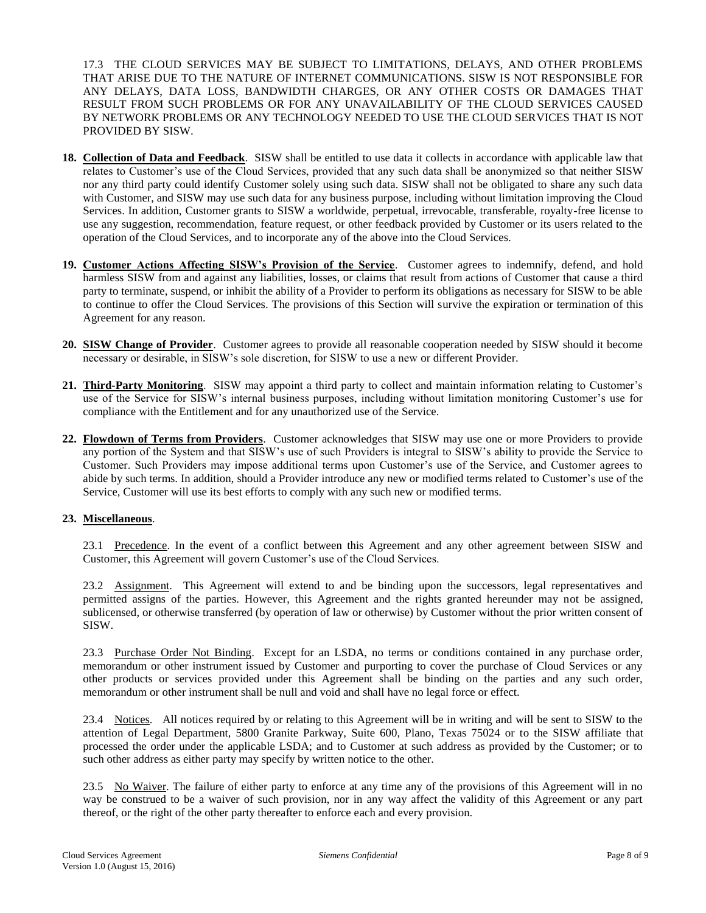17.3 THE CLOUD SERVICES MAY BE SUBJECT TO LIMITATIONS, DELAYS, AND OTHER PROBLEMS THAT ARISE DUE TO THE NATURE OF INTERNET COMMUNICATIONS. SISW IS NOT RESPONSIBLE FOR ANY DELAYS, DATA LOSS, BANDWIDTH CHARGES, OR ANY OTHER COSTS OR DAMAGES THAT RESULT FROM SUCH PROBLEMS OR FOR ANY UNAVAILABILITY OF THE CLOUD SERVICES CAUSED BY NETWORK PROBLEMS OR ANY TECHNOLOGY NEEDED TO USE THE CLOUD SERVICES THAT IS NOT PROVIDED BY SISW.

**18. Collection of Data and Feedback**. SISW shall be entitled to use data it collects in accordance with applicable law that relates to Customer's use of the Cloud Services, provided that any such data shall be anonymized so that neither SISW nor any third party could identify Customer solely using such data. SISW shall not be obligated to share any such data with Customer, and SISW may use such data for any business purpose, including without limitation improving the Cloud Services. In addition, Customer grants to SISW a worldwide, perpetual, irrevocable, transferable, royalty-free license to use any suggestion, recommendation, feature request, or other feedback provided by Customer or its users related to the operation of the Cloud Services, and to incorporate any of the above into the Cloud Services.

**19. Customer Actions Affecting SISW's Provision of the Service**. Customer agrees to indemnify, defend, and hold harmless SISW from and against any liabilities, losses, or claims that result from actions of Customer that cause a third party to terminate, suspend, or inhibit the ability of a Provider to perform its obligations as necessary for SISW to be able to continue to offer the Cloud Services. The provisions of this Section will survive the expiration or termination of this Agreement for any reason.

**20. SISW Change of Provider**. Customer agrees to provide all reasonable cooperation needed by SISW should it become necessary or desirable, in SISW's sole discretion, for SISW to use a new or different Provider.

**21. Third-Party Monitoring**. SISW may appoint a third party to collect and maintain information relating to Customer's use of the Service for SISW's internal business purposes, including without limitation monitoring Customer's use for compliance with the Entitlement and for any unauthorized use of the Service.

**22. Flowdown of Terms from Providers**. Customer acknowledges that SISW may use one or more Providers to provide any portion of the System and that SISW's use of such Providers is integral to SISW's ability to provide the Service to Customer. Such Providers may impose additional terms upon Customer's use of the Service, and Customer agrees to abide by such terms. In addition, should a Provider introduce any new or modified terms related to Customer's use of the Service, Customer will use its best efforts to comply with any such new or modified terms.

**23. Miscellaneous**.

23.1 Precedence. In the event of a conflict between this Agreement and any other agreement between SISW and Customer, this Agreement will govern Customer's use of the Cloud Services.

23.2 Assignment. This Agreement will extend to and be binding upon the successors, legal representatives and permitted assigns of the parties. However, this Agreement and the rights granted hereunder may not be assigned, sublicensed, or otherwise transferred (by operation of law or otherwise) by Customer without the prior written consent of SISW.

23.3 Purchase Order Not Binding. Except for an LSDA, no terms or conditions contained in any purchase order, memorandum or other instrument issued by Customer and purporting to cover the purchase of Cloud Services or any other products or services provided under this Agreement shall be binding on the parties and any such order, memorandum or other instrument shall be null and void and shall have no legal force or effect.

23.4 Notices. All notices required by or relating to this Agreement will be in writing and will be sent to SISW to the attention of Legal Department, 5800 Granite Parkway, Suite 600, Plano, Texas 75024 or to the SISW affiliate that processed the order under the applicable LSDA; and to Customer at such address as provided by the Customer; or to such other address as either party may specify by written notice to the other.

23.5 No Waiver. The failure of either party to enforce at any time any of the provisions of this Agreement will in no way be construed to be a waiver of such provision, nor in any way affect the validity of this Agreement or any part thereof, or the right of the other party thereafter to enforce each and every provision.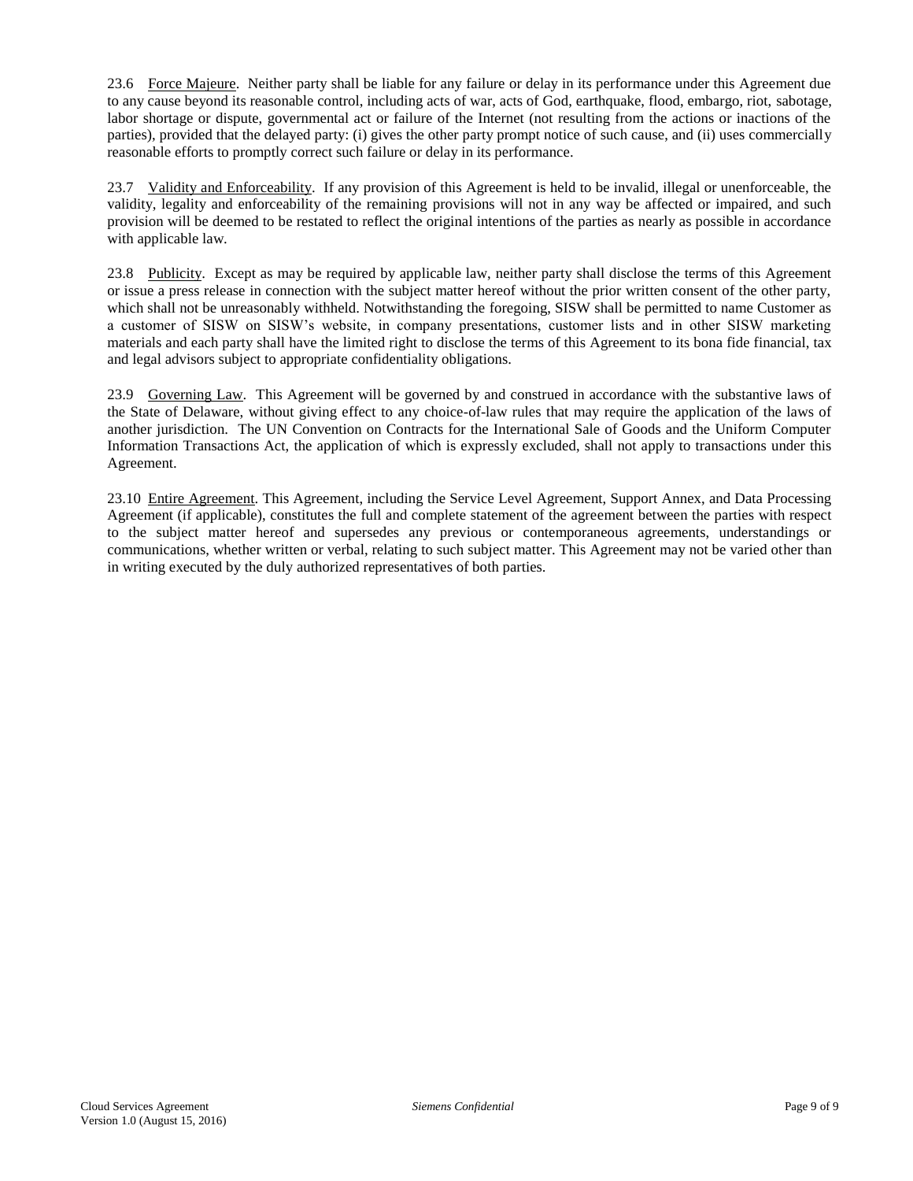23.6 <u>Force Majeure</u>. Neither party shall be liable for any failure or delay in its performance under this Agreement due to any cause beyond its reasonable control, including acts of war, acts of God, earthquake, flood, embargo, riot, sabotage, labor shortage or dispute, governmental act or failure of the Internet (not resulting from the actions or inactions of the parties), provided that the delayed party: (i) gives the other party prompt notice of such cause, and (ii) uses commercially reasonable efforts to promptly correct such failure or delay in its performance.

23.7 <u>Validity and Enforceability</u>. If any provision of this Agreement is held to be invalid, illegal or unenforceable, the validity, legality and enforceability of the remaining provisions will not in any way be affected or impaired, and such provision will be deemed to be restated to reflect the original intentions of the parties as nearly as possible in accordance with applicable law.

23.8 <u>Publicity</u>. Except as may be required by applicable law, neither party shall disclose the terms of this Agreement or issue a press release in connection with the subject matter hereof without the prior written consent of the other party, which shall not be unreasonably withheld. Notwithstanding the foregoing, SISW shall be permitted to name Customer as a customer of SISW on SISW's website, in company presentations, customer lists and in other SISW marketing materials and each party shall have the limited right to disclose the terms of this Agreement to its bona fide financial, tax and legal advisors subject to appropriate confidentiality obligations.

23.9 <u>Governing Law</u>. This Agreement will be governed by and construed in accordance with the substantive laws of the State of Delaware, without giving effect to any choice-of-law rules that may require the application of the laws of another jurisdiction. The UN Convention on Contracts for the International Sale of Goods and the Uniform Computer Information Transactions Act, the application of which is expressly excluded, shall not apply to transactions under this Agreement.

23.10 <u>Entire Agreement</u>. This Agreement, including the Service Level Agreement, Support Annex, and Data Processing Agreement (if applicable), constitutes the full and complete statement of the agreement between the parties with respect to the subject matter hereof and supersedes any previous or contemporaneous agreements, understandings or communications, whether written or verbal, relating to such subject matter. This Agreement may not be varied other than in writing executed by the duly authorized representatives of both parties.